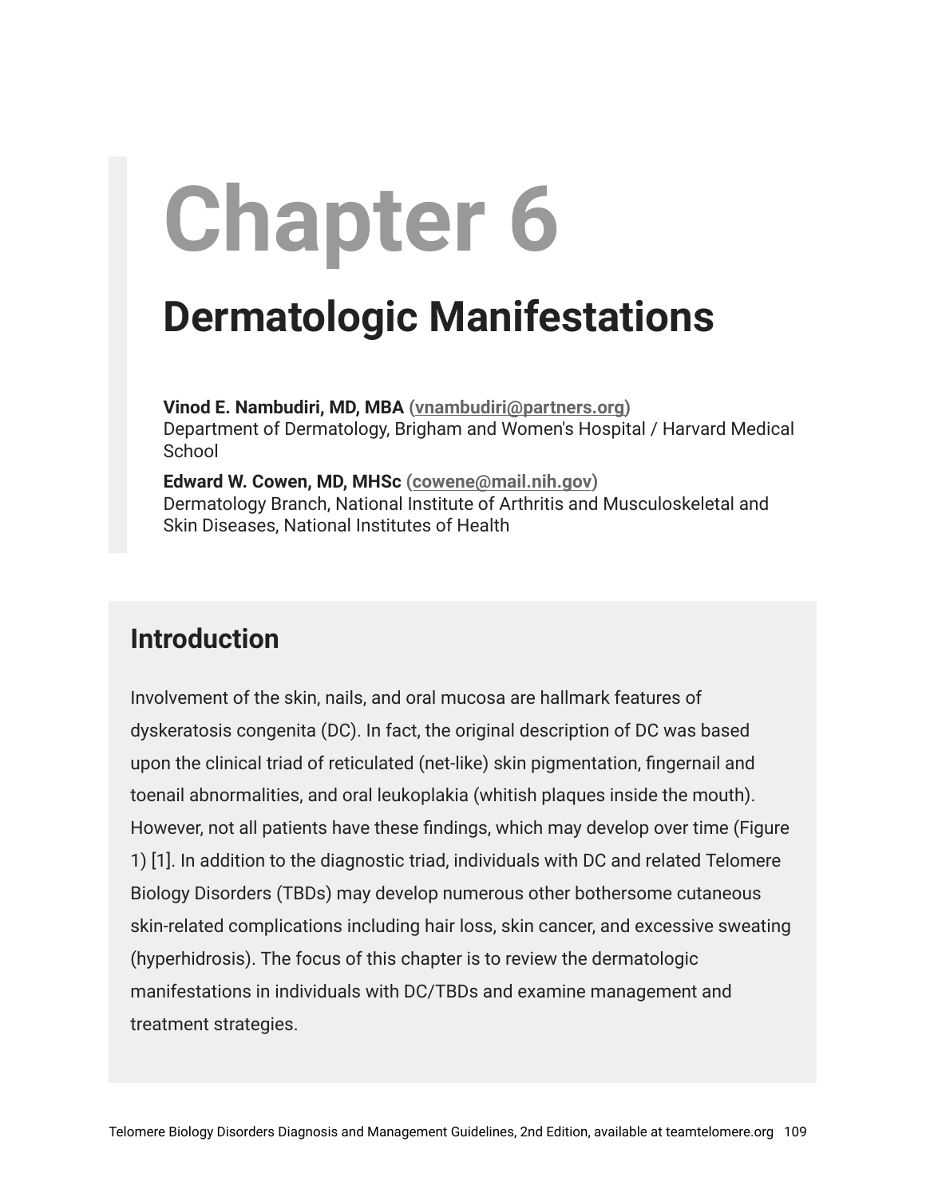# Chapter 6

## Dermatologic Manifestations

**Vinod E. Nambudiri, MD, MBA (vnambudiri@partners.org)**
Department of Dermatology, Brigham and Women's Hospital / Harvard Medical School

**Edward W. Cowen, MD, MHSc (cowene@mail.nih.gov)**
Dermatology Branch, National Institute of Arthritis and Musculoskeletal and Skin Diseases, National Institutes of Health

## Introduction

Involvement of the skin, nails, and oral mucosa are hallmark features of dyskeratosis congenita (DC). In fact, the original description of DC was based upon the clinical triad of reticulated (net-like) skin pigmentation, fingernail and toenail abnormalities, and oral leukoplakia (whitish plaques inside the mouth). However, not all patients have these findings, which may develop over time (Figure 1) [1]. In addition to the diagnostic triad, individuals with DC and related Telomere Biology Disorders (TBDs) may develop numerous other bothersome cutaneous skin-related complications including hair loss, skin cancer, and excessive sweating (hyperhidrosis). The focus of this chapter is to review the dermatologic manifestations in individuals with DC/TBDs and examine management and treatment strategies.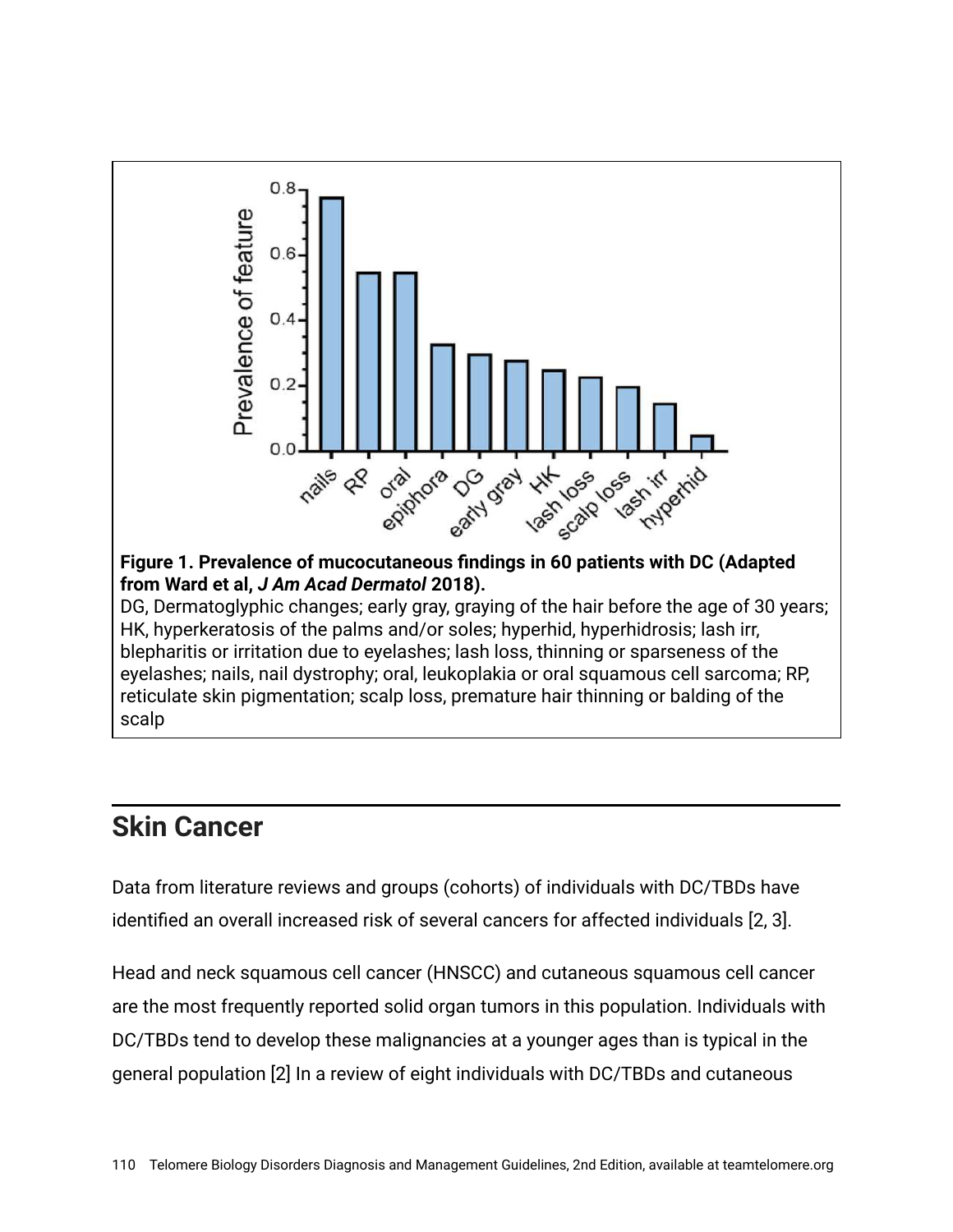**Figure 1. Prevalence of mucocutaneous findings in 60 patients with DC (Adapted from Ward et al, *J Am Acad Dermatol* 2018).**
DG, Dermatoglyphic changes; early gray, graying of the hair before the age of 30 years; HK, hyperkeratosis of the palms and/or soles; hyperhid, hyperhidrosis; lash irr, blepharitis or irritation due to eyelashes; lash loss, thinning or sparseness of the eyelashes; nails, nail dystrophy; oral, leukoplakia or oral squamous cell sarcoma; RP, reticulate skin pigmentation; scalp loss, premature hair thinning or balding of the scalp

## Skin Cancer

Data from literature reviews and groups (cohorts) of individuals with DC/TBDs have identified an overall increased risk of several cancers for affected individuals [2, 3].

Head and neck squamous cell cancer (HNSCC) and cutaneous squamous cell cancer are the most frequently reported solid organ tumors in this population. Individuals with DC/TBDs tend to develop these malignancies at a younger ages than is typical in the general population [2] In a review of eight individuals with DC/TBDs and cutaneous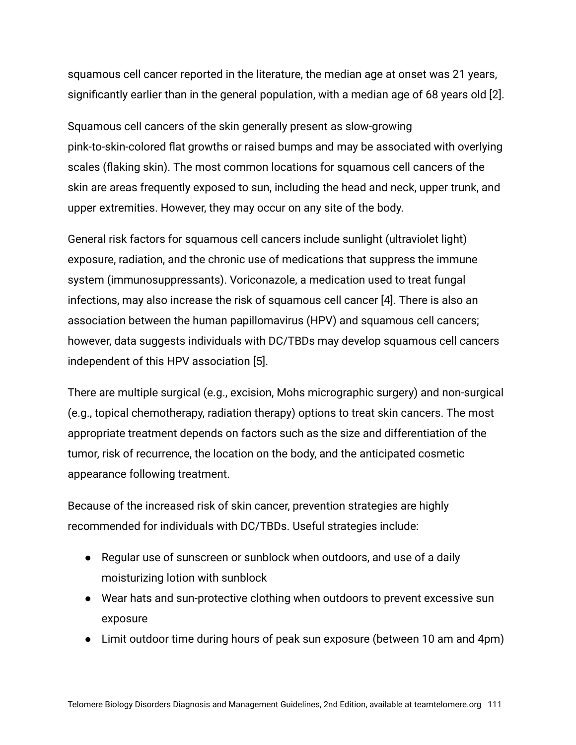squamous cell cancer reported in the literature, the median age at onset was 21 years, significantly earlier than in the general population, with a median age of 68 years old [2].

Squamous cell cancers of the skin generally present as slow-growing pink-to-skin-colored flat growths or raised bumps and may be associated with overlying scales (flaking skin). The most common locations for squamous cell cancers of the skin are areas frequently exposed to sun, including the head and neck, upper trunk, and upper extremities. However, they may occur on any site of the body.

General risk factors for squamous cell cancers include sunlight (ultraviolet light) exposure, radiation, and the chronic use of medications that suppress the immune system (immunosuppressants). Voriconazole, a medication used to treat fungal infections, may also increase the risk of squamous cell cancer [4]. There is also an association between the human papillomavirus (HPV) and squamous cell cancers; however, data suggests individuals with DC/TBDs may develop squamous cell cancers independent of this HPV association [5].

There are multiple surgical (e.g., excision, Mohs micrographic surgery) and non-surgical (e.g., topical chemotherapy, radiation therapy) options to treat skin cancers. The most appropriate treatment depends on factors such as the size and differentiation of the tumor, risk of recurrence, the location on the body, and the anticipated cosmetic appearance following treatment.

Because of the increased risk of skin cancer, prevention strategies are highly recommended for individuals with DC/TBDs. Useful strategies include:

- Regular use of sunscreen or sunblock when outdoors, and use of a daily moisturizing lotion with sunblock
- Wear hats and sun-protective clothing when outdoors to prevent excessive sun exposure
- Limit outdoor time during hours of peak sun exposure (between 10 am and 4pm)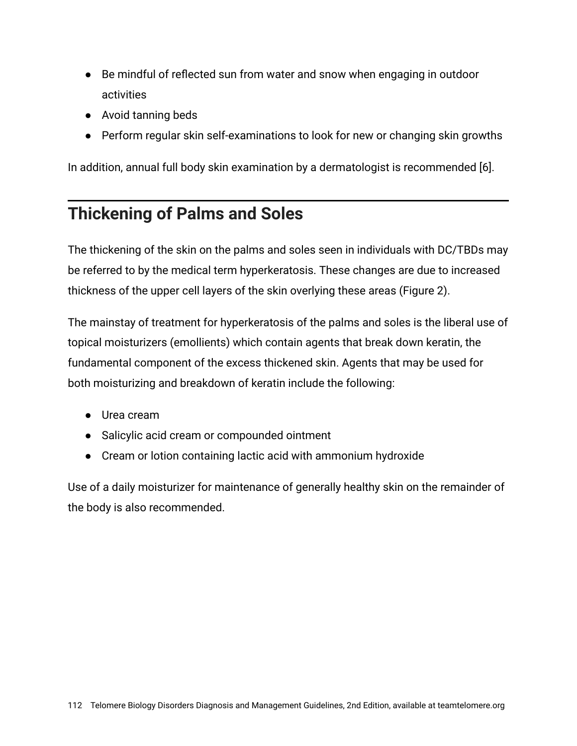- Be mindful of reflected sun from water and snow when engaging in outdoor activities
- Avoid tanning beds
- Perform regular skin self-examinations to look for new or changing skin growths

In addition, annual full body skin examination by a dermatologist is recommended [6].

## Thickening of Palms and Soles

The thickening of the skin on the palms and soles seen in individuals with DC/TBDs may be referred to by the medical term hyperkeratosis. These changes are due to increased thickness of the upper cell layers of the skin overlying these areas (Figure 2).

The mainstay of treatment for hyperkeratosis of the palms and soles is the liberal use of topical moisturizers (emollients) which contain agents that break down keratin, the fundamental component of the excess thickened skin. Agents that may be used for both moisturizing and breakdown of keratin include the following:

- Urea cream
- Salicylic acid cream or compounded ointment
- Cream or lotion containing lactic acid with ammonium hydroxide

Use of a daily moisturizer for maintenance of generally healthy skin on the remainder of the body is also recommended.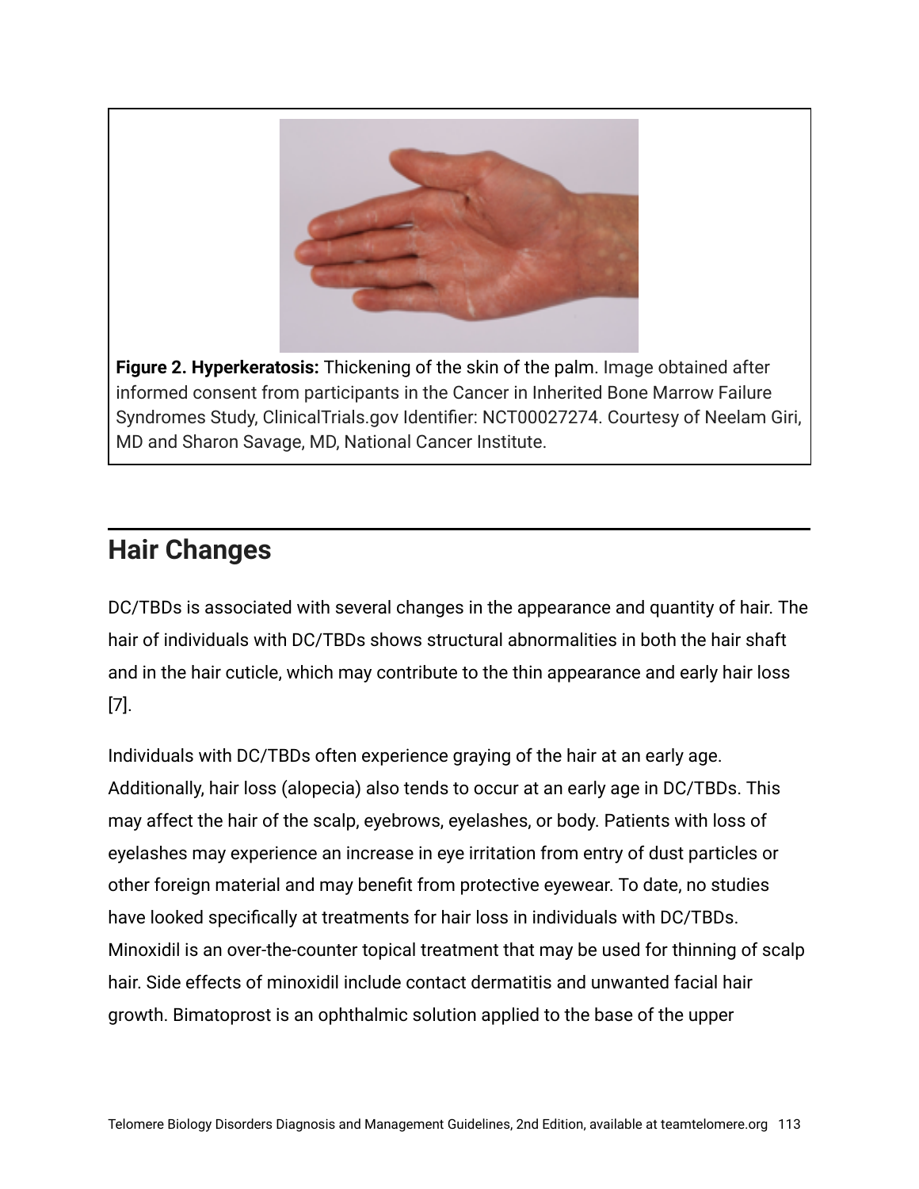**Figure 2. Hyperkeratosis:** Thickening of the skin of the palm. Image obtained after informed consent from participants in the Cancer in Inherited Bone Marrow Failure Syndromes Study, ClinicalTrials.gov Identifier: NCT00027274. Courtesy of Neelam Giri, MD and Sharon Savage, MD, National Cancer Institute.

## Hair Changes

DC/TBDs is associated with several changes in the appearance and quantity of hair. The hair of individuals with DC/TBDs shows structural abnormalities in both the hair shaft and in the hair cuticle, which may contribute to the thin appearance and early hair loss [7].

Individuals with DC/TBDs often experience graying of the hair at an early age. Additionally, hair loss (alopecia) also tends to occur at an early age in DC/TBDs. This may affect the hair of the scalp, eyebrows, eyelashes, or body. Patients with loss of eyelashes may experience an increase in eye irritation from entry of dust particles or other foreign material and may benefit from protective eyewear. To date, no studies have looked specifically at treatments for hair loss in individuals with DC/TBDs. Minoxidil is an over-the-counter topical treatment that may be used for thinning of scalp hair. Side effects of minoxidil include contact dermatitis and unwanted facial hair growth. Bimatoprost is an ophthalmic solution applied to the base of the upper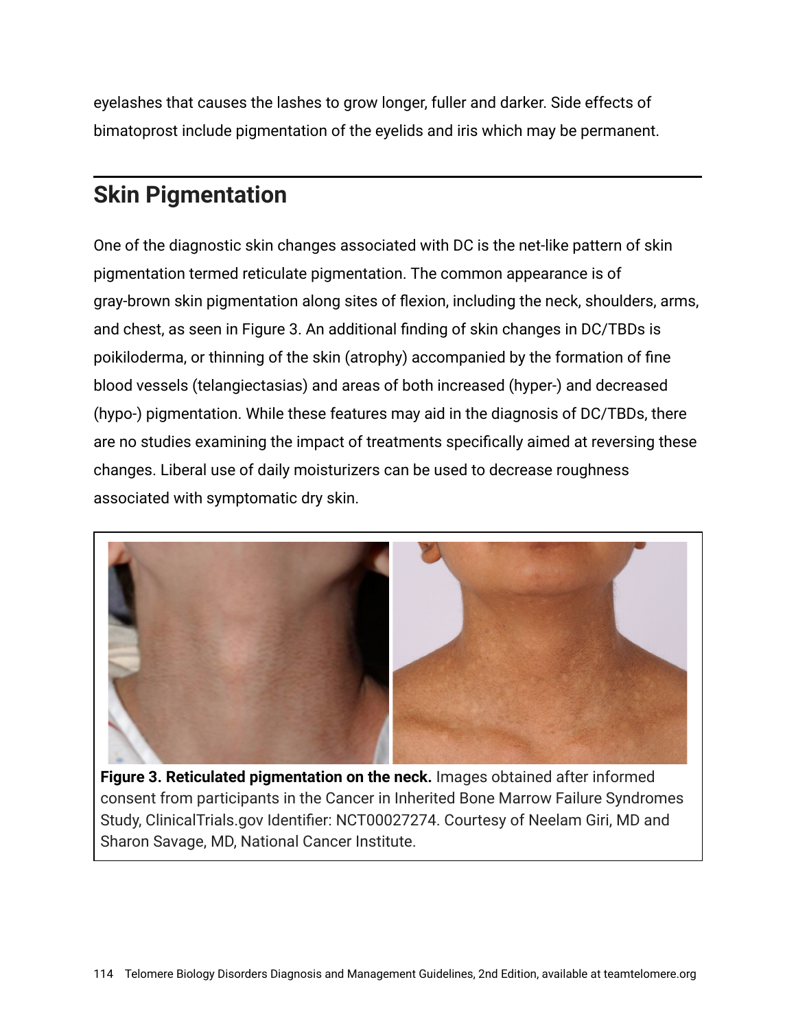eyelashes that causes the lashes to grow longer, fuller and darker. Side effects of bimatoprost include pigmentation of the eyelids and iris which may be permanent.

## Skin Pigmentation

One of the diagnostic skin changes associated with DC is the net-like pattern of skin pigmentation termed reticulate pigmentation. The common appearance is of gray-brown skin pigmentation along sites of flexion, including the neck, shoulders, arms, and chest, as seen in Figure 3. An additional finding of skin changes in DC/TBDs is poikiloderma, or thinning of the skin (atrophy) accompanied by the formation of fine blood vessels (telangiectasias) and areas of both increased (hyper-) and decreased (hypo-) pigmentation. While these features may aid in the diagnosis of DC/TBDs, there are no studies examining the impact of treatments specifically aimed at reversing these changes. Liberal use of daily moisturizers can be used to decrease roughness associated with symptomatic dry skin.

**Figure 3. Reticulated pigmentation on the neck.** Images obtained after informed consent from participants in the Cancer in Inherited Bone Marrow Failure Syndromes Study, ClinicalTrials.gov Identifier: NCT00027274. Courtesy of Neelam Giri, MD and Sharon Savage, MD, National Cancer Institute.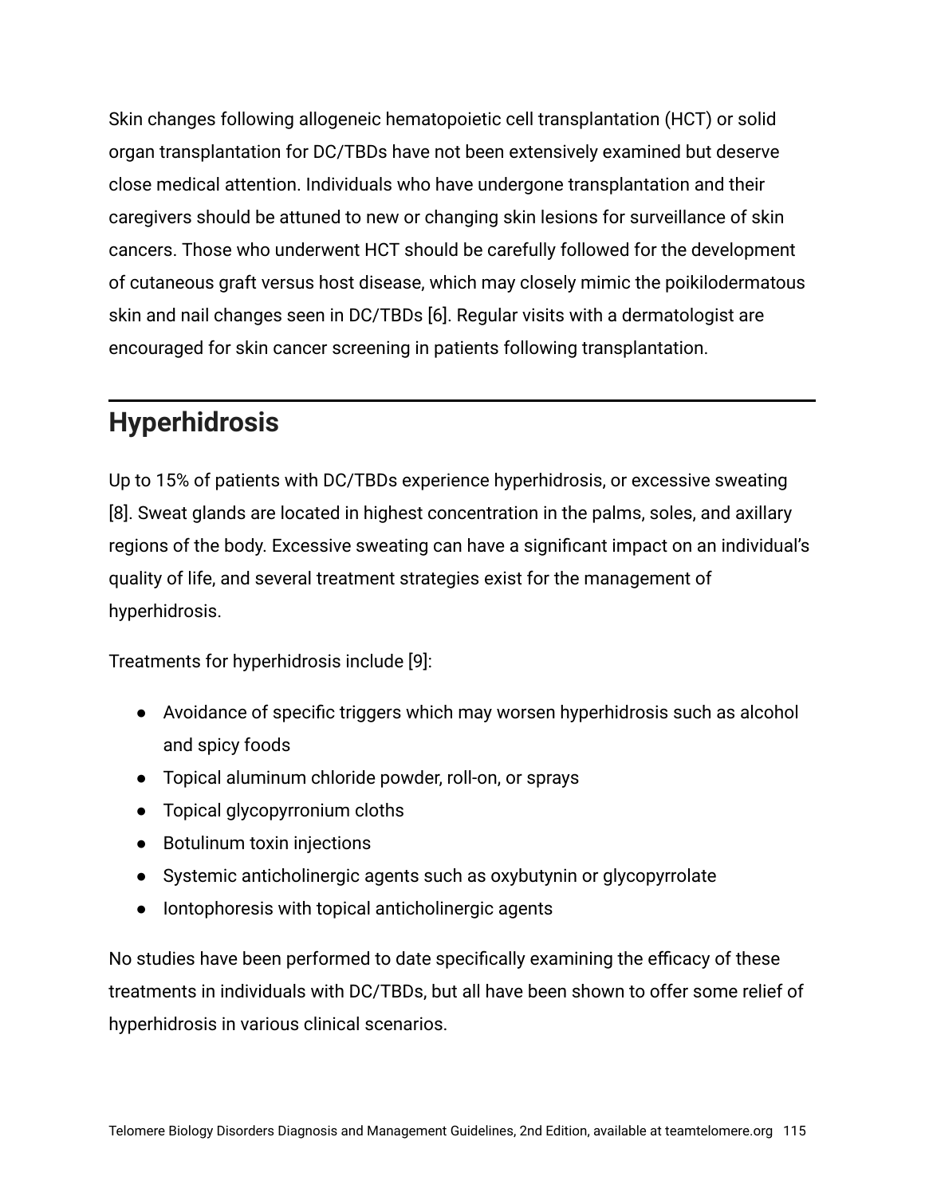Skin changes following allogeneic hematopoietic cell transplantation (HCT) or solid organ transplantation for DC/TBDs have not been extensively examined but deserve close medical attention. Individuals who have undergone transplantation and their caregivers should be attuned to new or changing skin lesions for surveillance of skin cancers. Those who underwent HCT should be carefully followed for the development of cutaneous graft versus host disease, which may closely mimic the poikilodermatous skin and nail changes seen in DC/TBDs [6]. Regular visits with a dermatologist are encouraged for skin cancer screening in patients following transplantation.

## Hyperhidrosis

Up to 15% of patients with DC/TBDs experience hyperhidrosis, or excessive sweating [8]. Sweat glands are located in highest concentration in the palms, soles, and axillary regions of the body. Excessive sweating can have a significant impact on an individual's quality of life, and several treatment strategies exist for the management of hyperhidrosis.

Treatments for hyperhidrosis include [9]:

- Avoidance of specific triggers which may worsen hyperhidrosis such as alcohol and spicy foods
- Topical aluminum chloride powder, roll-on, or sprays
- Topical glycopyrronium cloths
- Botulinum toxin injections
- Systemic anticholinergic agents such as oxybutynin or glycopyrrolate
- Iontophoresis with topical anticholinergic agents

No studies have been performed to date specifically examining the efficacy of these treatments in individuals with DC/TBDs, but all have been shown to offer some relief of hyperhidrosis in various clinical scenarios.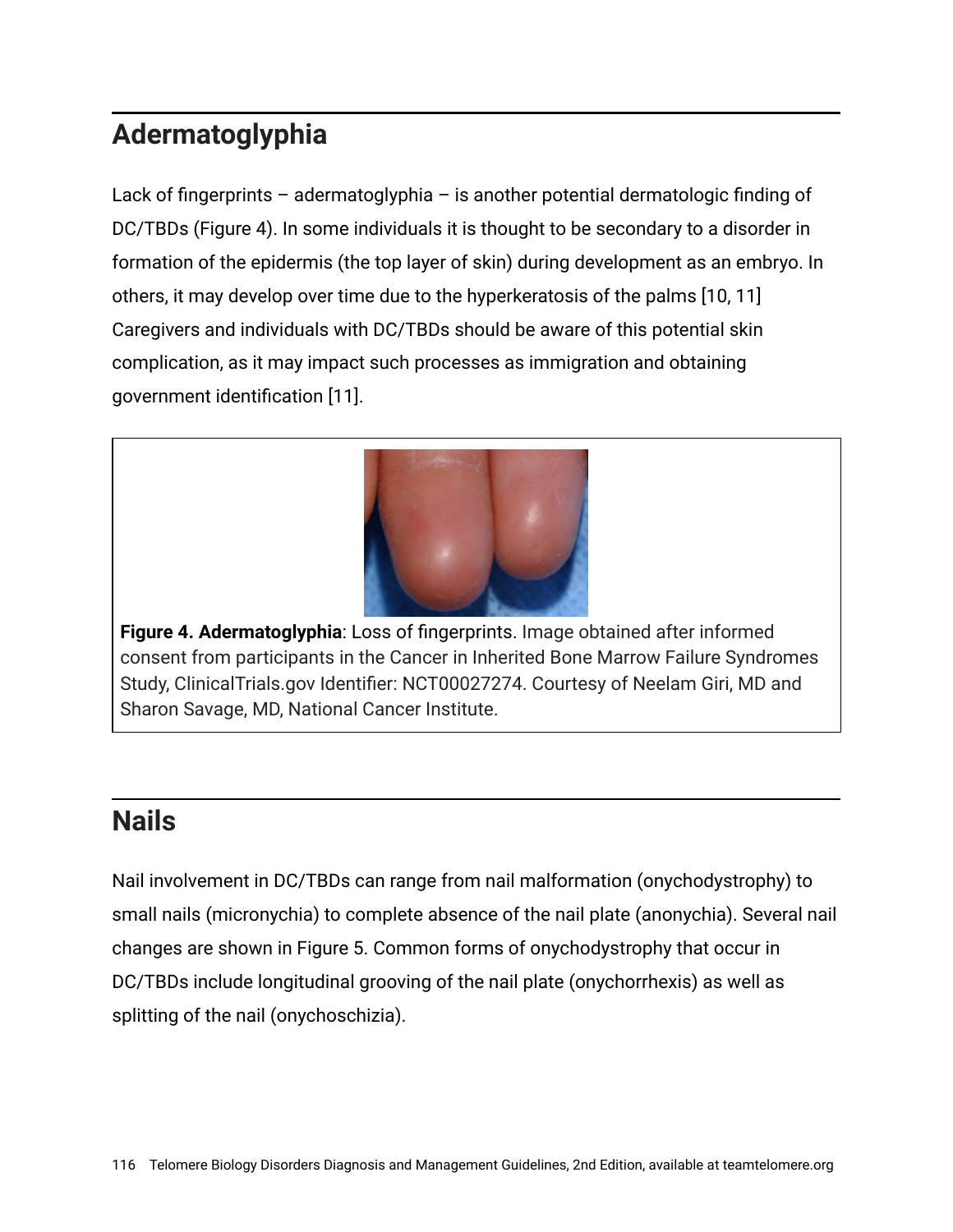## Adermatoglyphia

Lack of fingerprints – adermatoglyphia – is another potential dermatologic finding of DC/TBDs (Figure 4). In some individuals it is thought to be secondary to a disorder in formation of the epidermis (the top layer of skin) during development as an embryo. In others, it may develop over time due to the hyperkeratosis of the palms [10, 11] Caregivers and individuals with DC/TBDs should be aware of this potential skin complication, as it may impact such processes as immigration and obtaining government identification [11].

**Figure 4. Adermatoglyphia**: Loss of fingerprints. Image obtained after informed consent from participants in the Cancer in Inherited Bone Marrow Failure Syndromes Study, ClinicalTrials.gov Identifier: NCT00027274. Courtesy of Neelam Giri, MD and Sharon Savage, MD, National Cancer Institute.

## Nails

Nail involvement in DC/TBDs can range from nail malformation (onychodystrophy) to small nails (micronychia) to complete absence of the nail plate (anonychia). Several nail changes are shown in Figure 5. Common forms of onychodystrophy that occur in DC/TBDs include longitudinal grooving of the nail plate (onychorrhexis) as well as splitting of the nail (onychoschizia).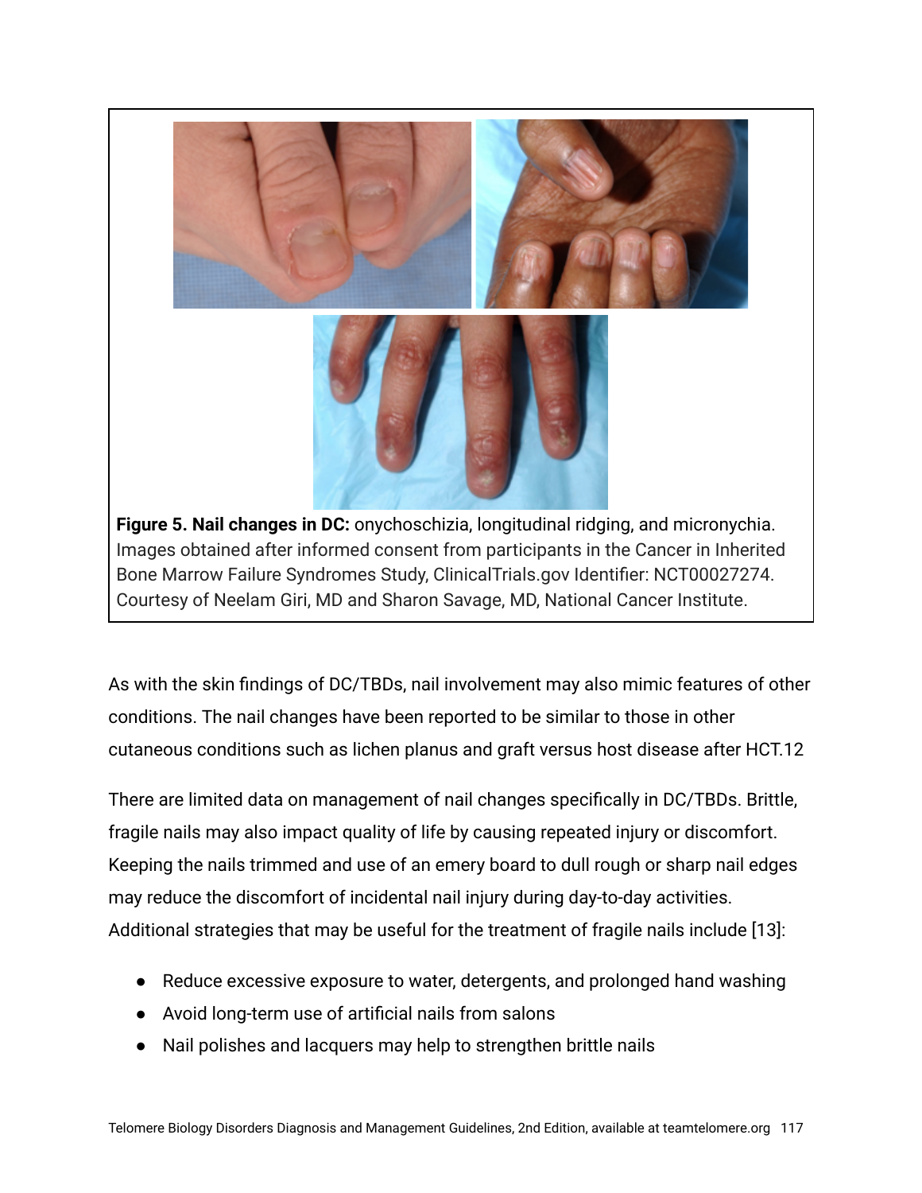**Figure 5. Nail changes in DC:** onychoschizia, longitudinal ridging, and micronychia. Images obtained after informed consent from participants in the Cancer in Inherited Bone Marrow Failure Syndromes Study, ClinicalTrials.gov Identifier: NCT00027274. Courtesy of Neelam Giri, MD and Sharon Savage, MD, National Cancer Institute.

As with the skin findings of DC/TBDs, nail involvement may also mimic features of other conditions. The nail changes have been reported to be similar to those in other cutaneous conditions such as lichen planus and graft versus host disease after HCT.12

There are limited data on management of nail changes specifically in DC/TBDs. Brittle, fragile nails may also impact quality of life by causing repeated injury or discomfort. Keeping the nails trimmed and use of an emery board to dull rough or sharp nail edges may reduce the discomfort of incidental nail injury during day-to-day activities. Additional strategies that may be useful for the treatment of fragile nails include [13]:

- Reduce excessive exposure to water, detergents, and prolonged hand washing
- Avoid long-term use of artificial nails from salons
- Nail polishes and lacquers may help to strengthen brittle nails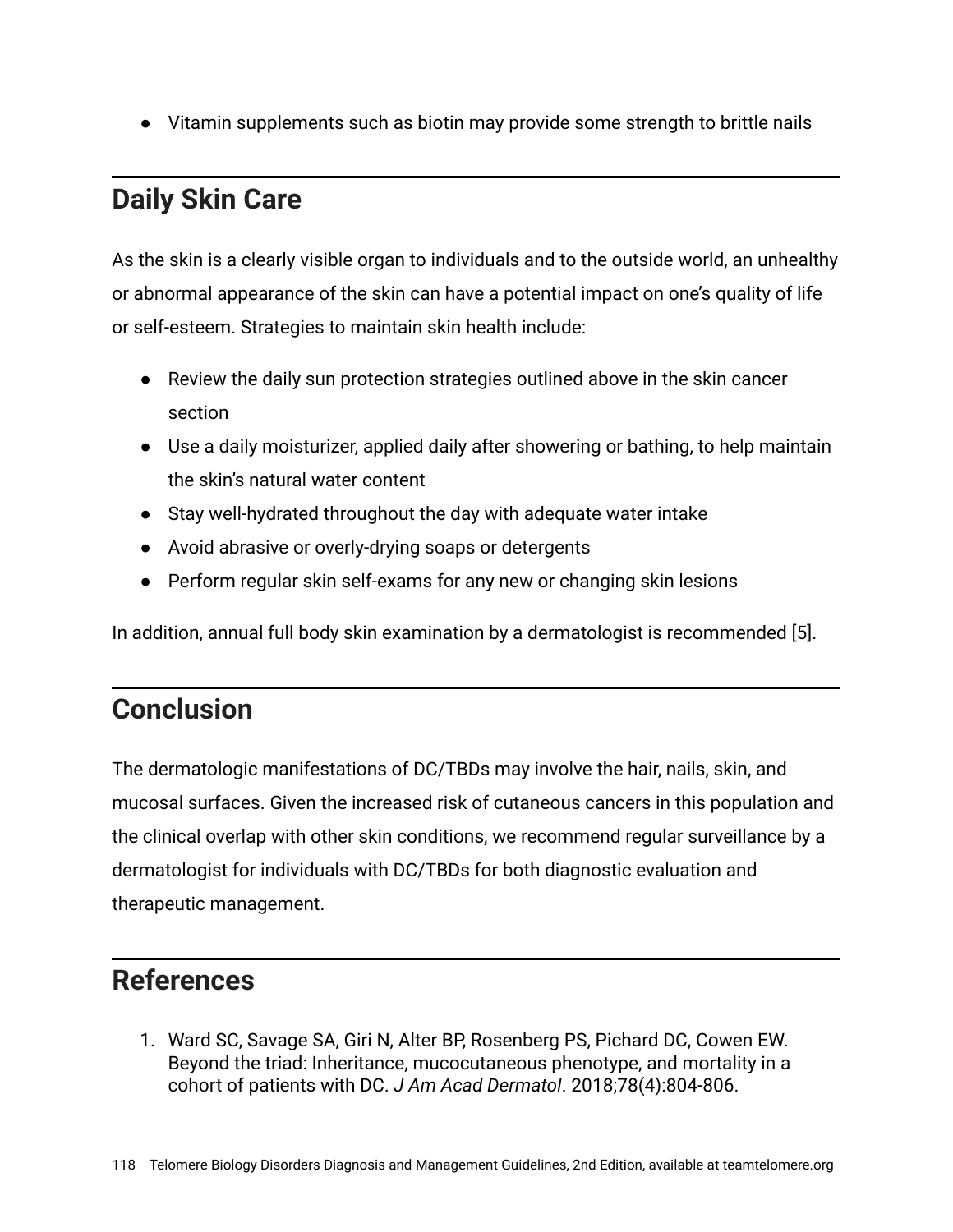- Vitamin supplements such as biotin may provide some strength to brittle nails

## Daily Skin Care

As the skin is a clearly visible organ to individuals and to the outside world, an unhealthy or abnormal appearance of the skin can have a potential impact on one's quality of life or self-esteem. Strategies to maintain skin health include:

- Review the daily sun protection strategies outlined above in the skin cancer section
- Use a daily moisturizer, applied daily after showering or bathing, to help maintain the skin's natural water content
- Stay well-hydrated throughout the day with adequate water intake
- Avoid abrasive or overly-drying soaps or detergents
- Perform regular skin self-exams for any new or changing skin lesions

In addition, annual full body skin examination by a dermatologist is recommended [5].

## Conclusion

The dermatologic manifestations of DC/TBDs may involve the hair, nails, skin, and mucosal surfaces. Given the increased risk of cutaneous cancers in this population and the clinical overlap with other skin conditions, we recommend regular surveillance by a dermatologist for individuals with DC/TBDs for both diagnostic evaluation and therapeutic management.

## References

1. Ward SC, Savage SA, Giri N, Alter BP, Rosenberg PS, Pichard DC, Cowen EW. Beyond the triad: Inheritance, mucocutaneous phenotype, and mortality in a cohort of patients with DC. *J Am Acad Dermatol*. 2018;78(4):804-806.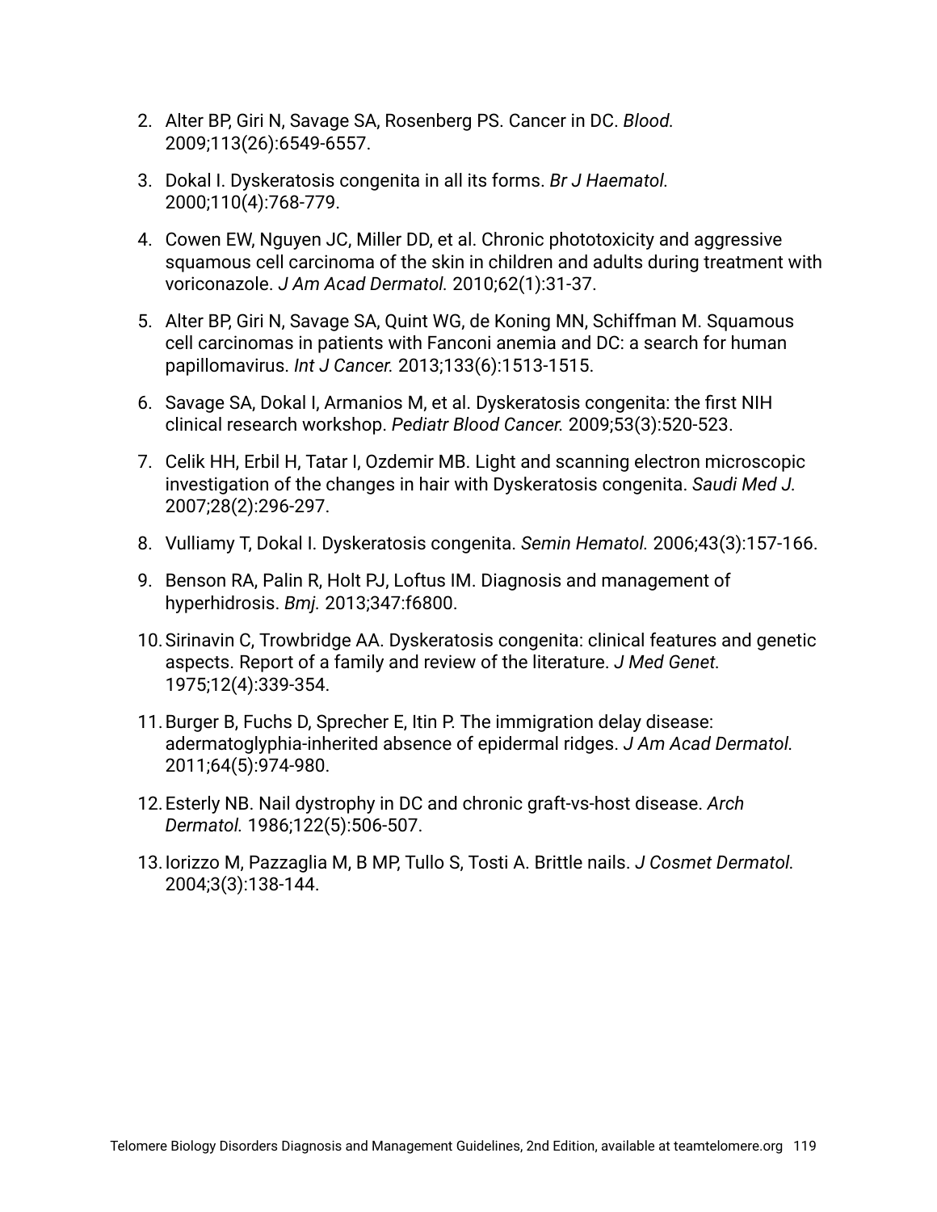2. Alter BP, Giri N, Savage SA, Rosenberg PS. Cancer in DC. *Blood.* 2009;113(26):6549-6557.
3. Dokal I. Dyskeratosis congenita in all its forms. *Br J Haematol.* 2000;110(4):768-779.
4. Cowen EW, Nguyen JC, Miller DD, et al. Chronic phototoxicity and aggressive squamous cell carcinoma of the skin in children and adults during treatment with voriconazole. *J Am Acad Dermatol.* 2010;62(1):31-37.
5. Alter BP, Giri N, Savage SA, Quint WG, de Koning MN, Schiffman M. Squamous cell carcinomas in patients with Fanconi anemia and DC: a search for human papillomavirus. *Int J Cancer.* 2013;133(6):1513-1515.
6. Savage SA, Dokal I, Armanios M, et al. Dyskeratosis congenita: the first NIH clinical research workshop. *Pediatr Blood Cancer.* 2009;53(3):520-523.
7. Celik HH, Erbil H, Tatar I, Ozdemir MB. Light and scanning electron microscopic investigation of the changes in hair with Dyskeratosis congenita. *Saudi Med J.* 2007;28(2):296-297.
8. Vulliamy T, Dokal I. Dyskeratosis congenita. *Semin Hematol.* 2006;43(3):157-166.
9. Benson RA, Palin R, Holt PJ, Loftus IM. Diagnosis and management of hyperhidrosis. *Bmj.* 2013;347:f6800.
10. Sirinavin C, Trowbridge AA. Dyskeratosis congenita: clinical features and genetic aspects. Report of a family and review of the literature. *J Med Genet.* 1975;12(4):339-354.
11. Burger B, Fuchs D, Sprecher E, Itin P. The immigration delay disease: adermatoglyphia-inherited absence of epidermal ridges. *J Am Acad Dermatol.* 2011;64(5):974-980.
12. Esterly NB. Nail dystrophy in DC and chronic graft-vs-host disease. *Arch Dermatol.* 1986;122(5):506-507.
13. Iorizzo M, Pazzaglia M, B MP, Tullo S, Tosti A. Brittle nails. *J Cosmet Dermatol.* 2004;3(3):138-144.